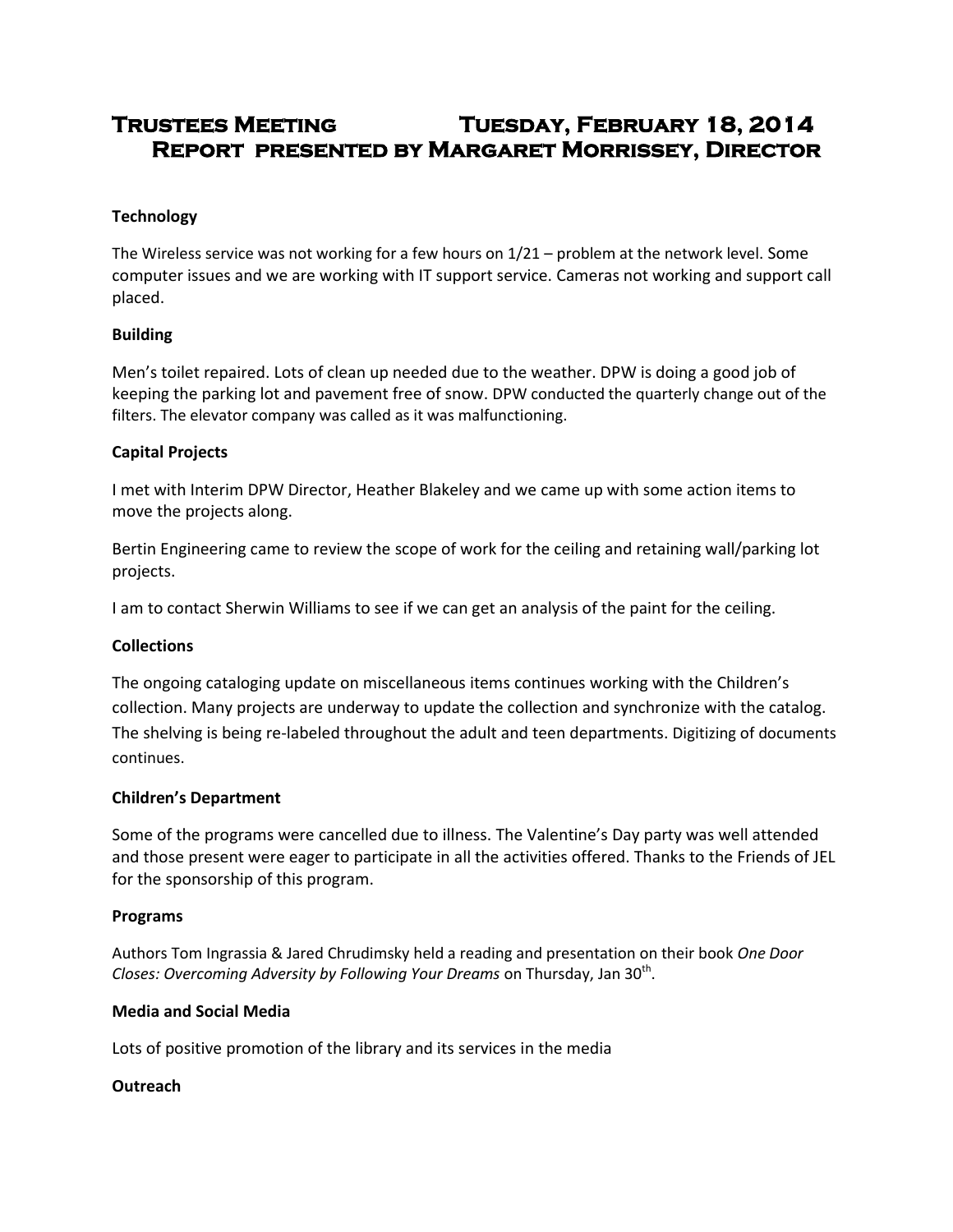# Trustees Meeting Tuesday, February 18, 2014
## Report presented by Margaret Morrissey, Director

**Technology**

The Wireless service was not working for a few hours on 1/21 – problem at the network level. Some computer issues and we are working with IT support service. Cameras not working and support call placed.

**Building**

Men's toilet repaired. Lots of clean up needed due to the weather. DPW is doing a good job of keeping the parking lot and pavement free of snow. DPW conducted the quarterly change out of the filters. The elevator company was called as it was malfunctioning.

**Capital Projects**

I met with Interim DPW Director, Heather Blakeley and we came up with some action items to move the projects along.

Bertin Engineering came to review the scope of work for the ceiling and retaining wall/parking lot projects.

I am to contact Sherwin Williams to see if we can get an analysis of the paint for the ceiling.

**Collections**

The ongoing cataloging update on miscellaneous items continues working with the Children's collection. Many projects are underway to update the collection and synchronize with the catalog. The shelving is being re-labeled throughout the adult and teen departments. Digitizing of documents continues.

**Children's Department**

Some of the programs were cancelled due to illness. The Valentine's Day party was well attended and those present were eager to participate in all the activities offered. Thanks to the Friends of JEL for the sponsorship of this program.

**Programs**

Authors Tom Ingrassia & Jared Chrudimsky held a reading and presentation on their book *One Door Closes: Overcoming Adversity by Following Your Dreams* on Thursday, Jan 30th.

**Media and Social Media**

Lots of positive promotion of the library and its services in the media

**Outreach**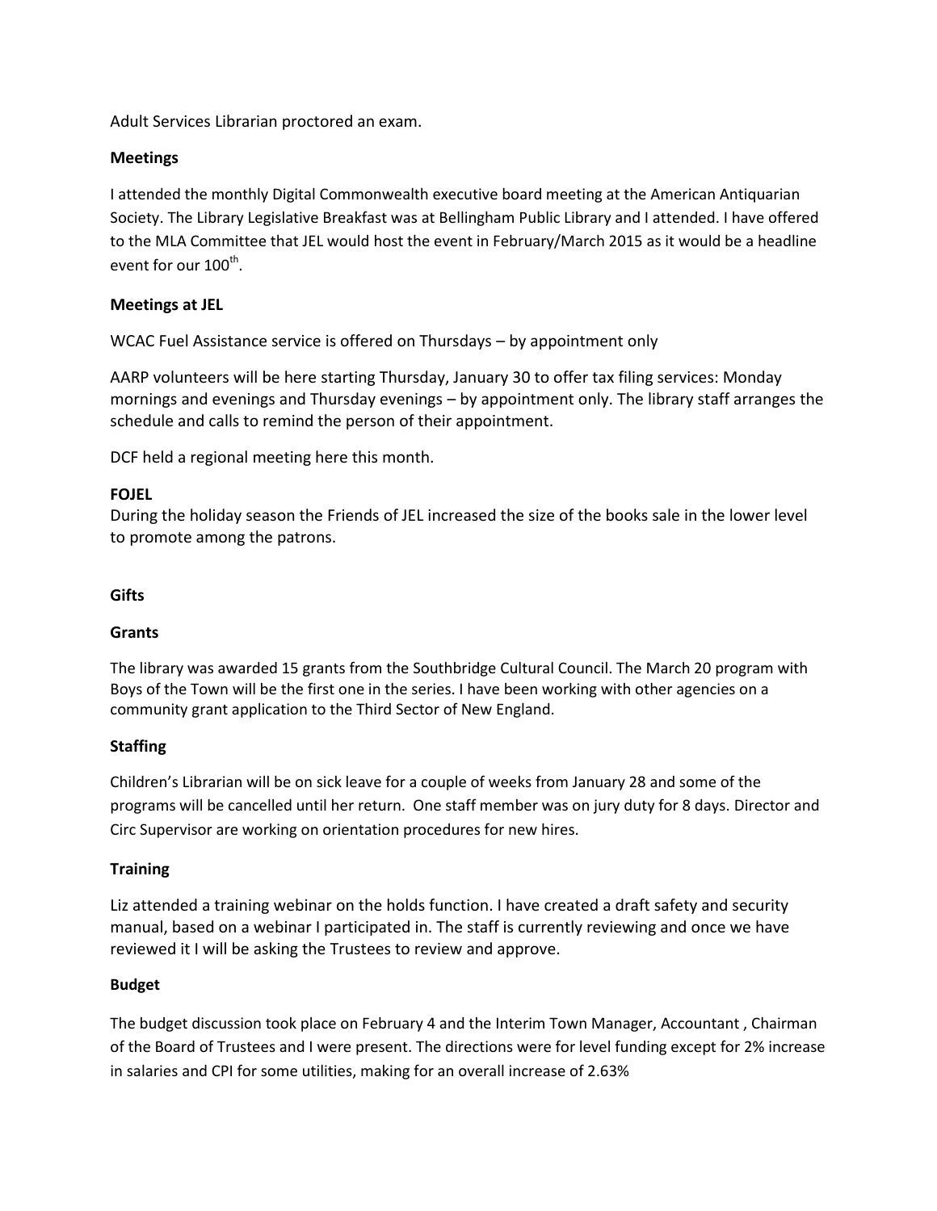Adult Services Librarian proctored an exam.

**Meetings**

I attended the monthly Digital Commonwealth executive board meeting at the American Antiquarian Society. The Library Legislative Breakfast was at Bellingham Public Library and I attended. I have offered to the MLA Committee that JEL would host the event in February/March 2015 as it would be a headline event for our 100th.

**Meetings at JEL**

WCAC Fuel Assistance service is offered on Thursdays – by appointment only

AARP volunteers will be here starting Thursday, January 30 to offer tax filing services: Monday mornings and evenings and Thursday evenings – by appointment only. The library staff arranges the schedule and calls to remind the person of their appointment.

DCF held a regional meeting here this month.

**FOJEL**

During the holiday season the Friends of JEL increased the size of the books sale in the lower level to promote among the patrons.

**Gifts**

**Grants**

The library was awarded 15 grants from the Southbridge Cultural Council. The March 20 program with Boys of the Town will be the first one in the series. I have been working with other agencies on a community grant application to the Third Sector of New England.

**Staffing**

Children's Librarian will be on sick leave for a couple of weeks from January 28 and some of the programs will be cancelled until her return. One staff member was on jury duty for 8 days. Director and Circ Supervisor are working on orientation procedures for new hires.

**Training**

Liz attended a training webinar on the holds function. I have created a draft safety and security manual, based on a webinar I participated in. The staff is currently reviewing and once we have reviewed it I will be asking the Trustees to review and approve.

**Budget**

The budget discussion took place on February 4 and the Interim Town Manager, Accountant , Chairman of the Board of Trustees and I were present. The directions were for level funding except for 2% increase in salaries and CPI for some utilities, making for an overall increase of 2.63%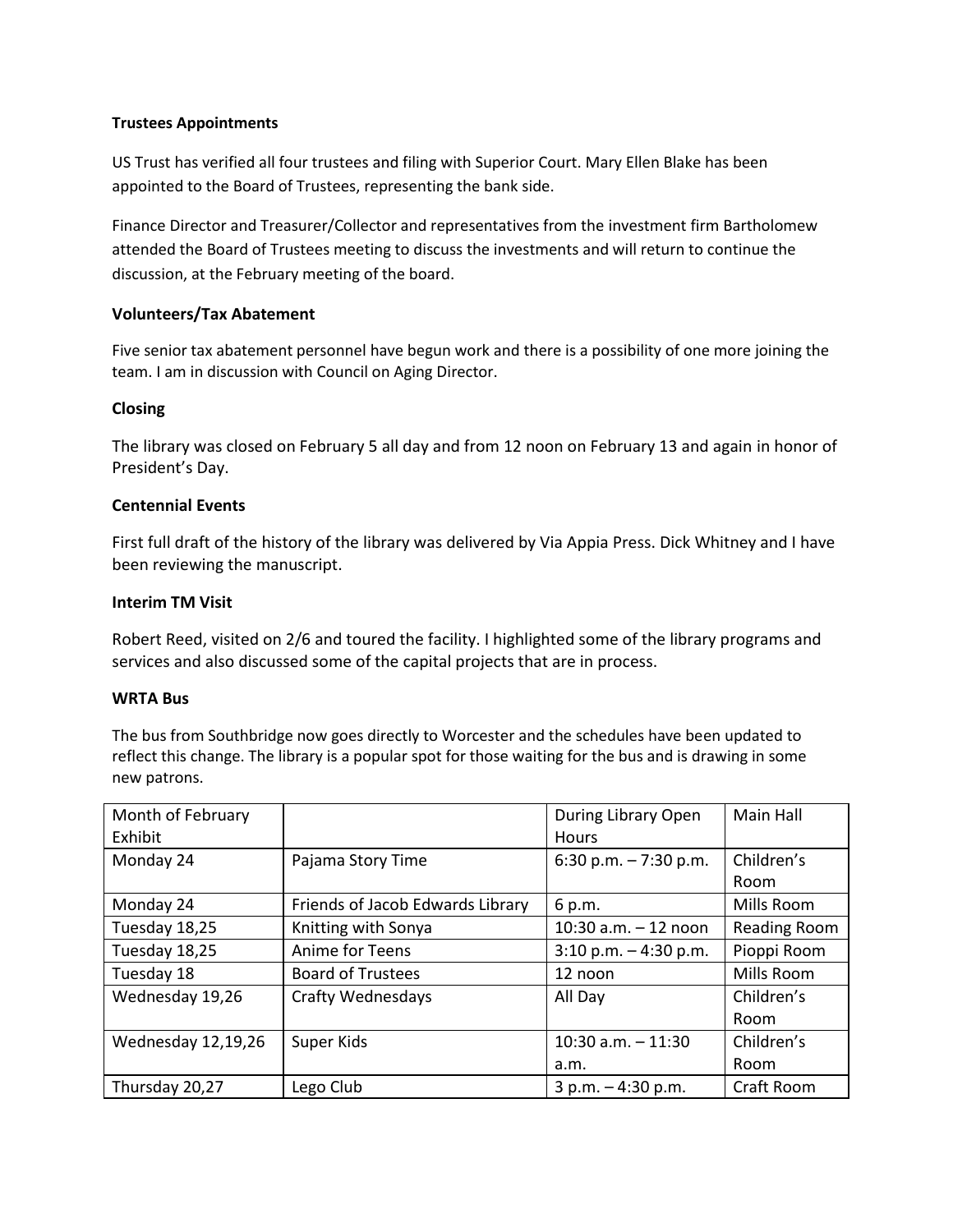### Trustees Appointments

US Trust has verified all four trustees and filing with Superior Court. Mary Ellen Blake has been appointed to the Board of Trustees, representing the bank side.

Finance Director and Treasurer/Collector and representatives from the investment firm Bartholomew attended the Board of Trustees meeting to discuss the investments and will return to continue the discussion, at the February meeting of the board.

### Volunteers/Tax Abatement

Five senior tax abatement personnel have begun work and there is a possibility of one more joining the team. I am in discussion with Council on Aging Director.

### Closing

The library was closed on February 5 all day and from 12 noon on February 13 and again in honor of President's Day.

### Centennial Events

First full draft of the history of the library was delivered by Via Appia Press. Dick Whitney and I have been reviewing the manuscript.

### Interim TM Visit

Robert Reed, visited on 2/6 and toured the facility. I highlighted some of the library programs and services and also discussed some of the capital projects that are in process.

### WRTA Bus

The bus from Southbridge now goes directly to Worcester and the schedules have been updated to reflect this change. The library is a popular spot for those waiting for the bus and is drawing in some new patrons.

| Month of February Exhibit | | During Library Open Hours | Main Hall |
|---|---|---|---|
| Monday 24 | Pajama Story Time | 6:30 p.m. – 7:30 p.m. | Children's Room |
| Monday 24 | Friends of Jacob Edwards Library | 6 p.m. | Mills Room |
| Tuesday 18,25 | Knitting with Sonya | 10:30 a.m. – 12 noon | Reading Room |
| Tuesday 18,25 | Anime for Teens | 3:10 p.m. – 4:30 p.m. | Pioppi Room |
| Tuesday 18 | Board of Trustees | 12 noon | Mills Room |
| Wednesday 19,26 | Crafty Wednesdays | All Day | Children's Room |
| Wednesday 12,19,26 | Super Kids | 10:30 a.m. – 11:30 a.m. | Children's Room |
| Thursday 20,27 | Lego Club | 3 p.m. – 4:30 p.m. | Craft Room |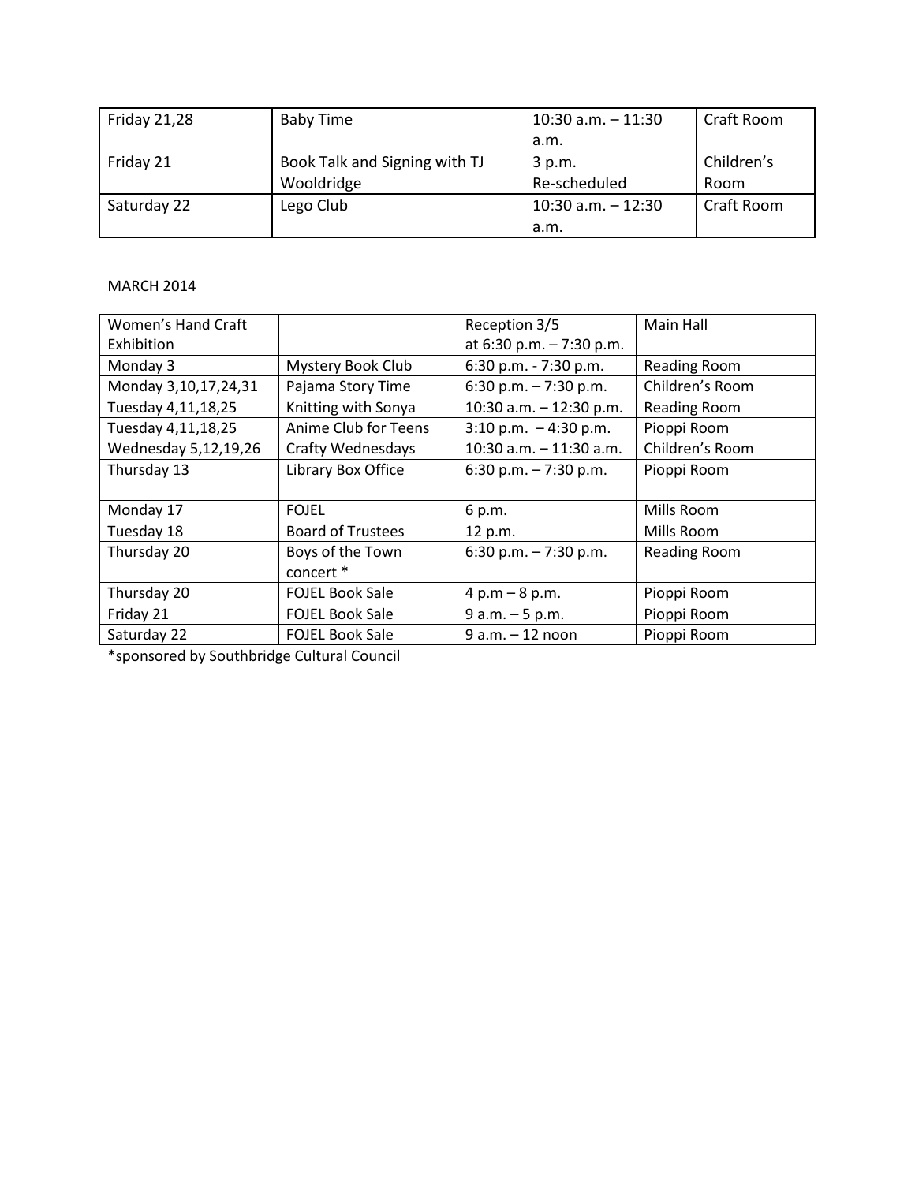| | | | |
|---|---|---|---|
| Friday 21,28 | Baby Time | 10:30 a.m. – 11:30 a.m. | Craft Room |
| Friday 21 | Book Talk and Signing with TJ Wooldridge | 3 p.m. Re-scheduled | Children's Room |
| Saturday 22 | Lego Club | 10:30 a.m. – 12:30 a.m. | Craft Room |

MARCH 2014

| | | | |
|---|---|---|---|
| Women's Hand Craft Exhibition | | Reception 3/5 at 6:30 p.m. – 7:30 p.m. | Main Hall |
| Monday 3 | Mystery Book Club | 6:30 p.m. - 7:30 p.m. | Reading Room |
| Monday 3,10,17,24,31 | Pajama Story Time | 6:30 p.m. – 7:30 p.m. | Children's Room |
| Tuesday 4,11,18,25 | Knitting with Sonya | 10:30 a.m. – 12:30 p.m. | Reading Room |
| Tuesday 4,11,18,25 | Anime Club for Teens | 3:10 p.m. – 4:30 p.m. | Pioppi Room |
| Wednesday 5,12,19,26 | Crafty Wednesdays | 10:30 a.m. – 11:30 a.m. | Children's Room |
| Thursday 13 | Library Box Office | 6:30 p.m. – 7:30 p.m. | Pioppi Room |
| Monday 17 | FOJEL | 6 p.m. | Mills Room |
| Tuesday 18 | Board of Trustees | 12 p.m. | Mills Room |
| Thursday 20 | Boys of the Town concert * | 6:30 p.m. – 7:30 p.m. | Reading Room |
| Thursday 20 | FOJEL Book Sale | 4 p.m – 8 p.m. | Pioppi Room |
| Friday 21 | FOJEL Book Sale | 9 a.m. – 5 p.m. | Pioppi Room |
| Saturday 22 | FOJEL Book Sale | 9 a.m. – 12 noon | Pioppi Room |

*sponsored by Southbridge Cultural Council